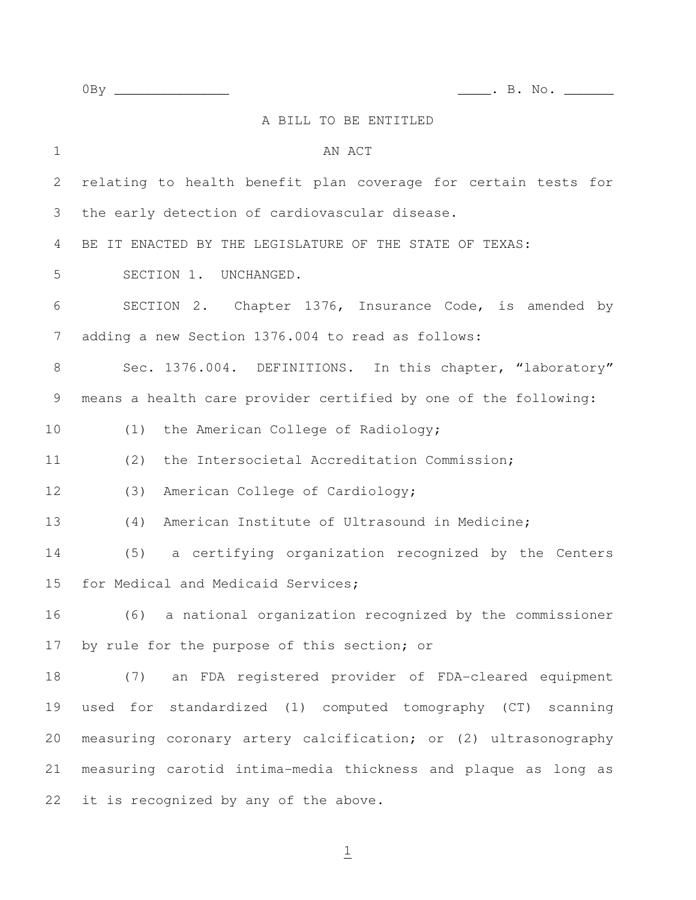0By ______________ ____. B. No. ______

A BILL TO BE ENTITLED

AN ACT

relating to health benefit plan coverage for certain tests for the early detection of cardiovascular disease.

BE IT ENACTED BY THE LEGISLATURE OF THE STATE OF TEXAS:

SECTION 1. UNCHANGED.

SECTION 2. Chapter 1376, Insurance Code, is amended by adding a new Section 1376.004 to read as follows:

Sec. 1376.004. DEFINITIONS. In this chapter, "laboratory" means a health care provider certified by one of the following:

(1) the American College of Radiology;

(2) the Intersocietal Accreditation Commission;

(3) American College of Cardiology;

(4) American Institute of Ultrasound in Medicine;

(5) a certifying organization recognized by the Centers for Medical and Medicaid Services;

(6) a national organization recognized by the commissioner by rule for the purpose of this section; or

(7) an FDA registered provider of FDA-cleared equipment used for standardized (1) computed tomography (CT) scanning measuring coronary artery calcification; or (2) ultrasonography measuring carotid intima-media thickness and plaque as long as it is recognized by any of the above.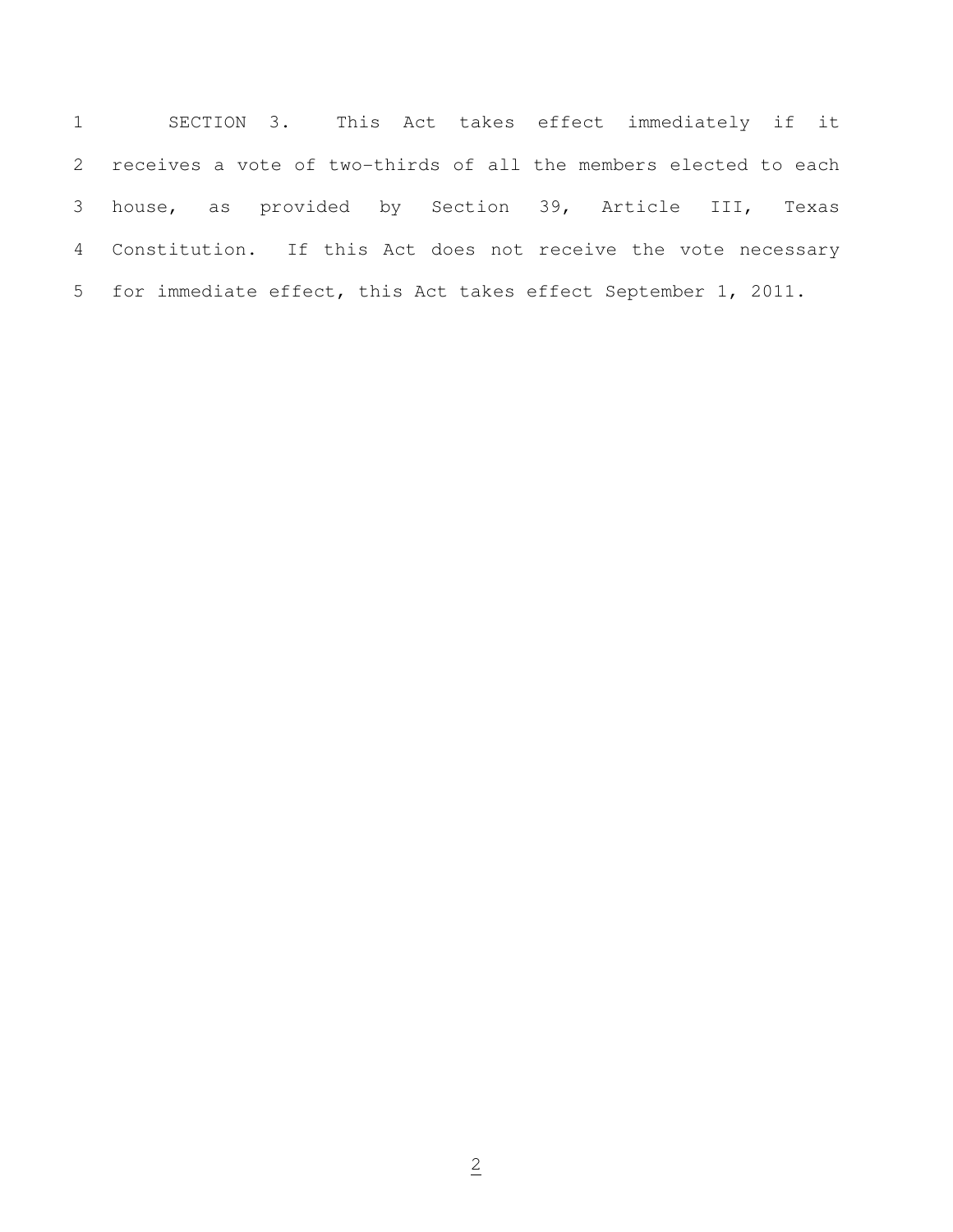SECTION 3. This Act takes effect immediately if it receives a vote of two-thirds of all the members elected to each house, as provided by Section 39, Article III, Texas Constitution. If this Act does not receive the vote necessary for immediate effect, this Act takes effect September 1, 2011.